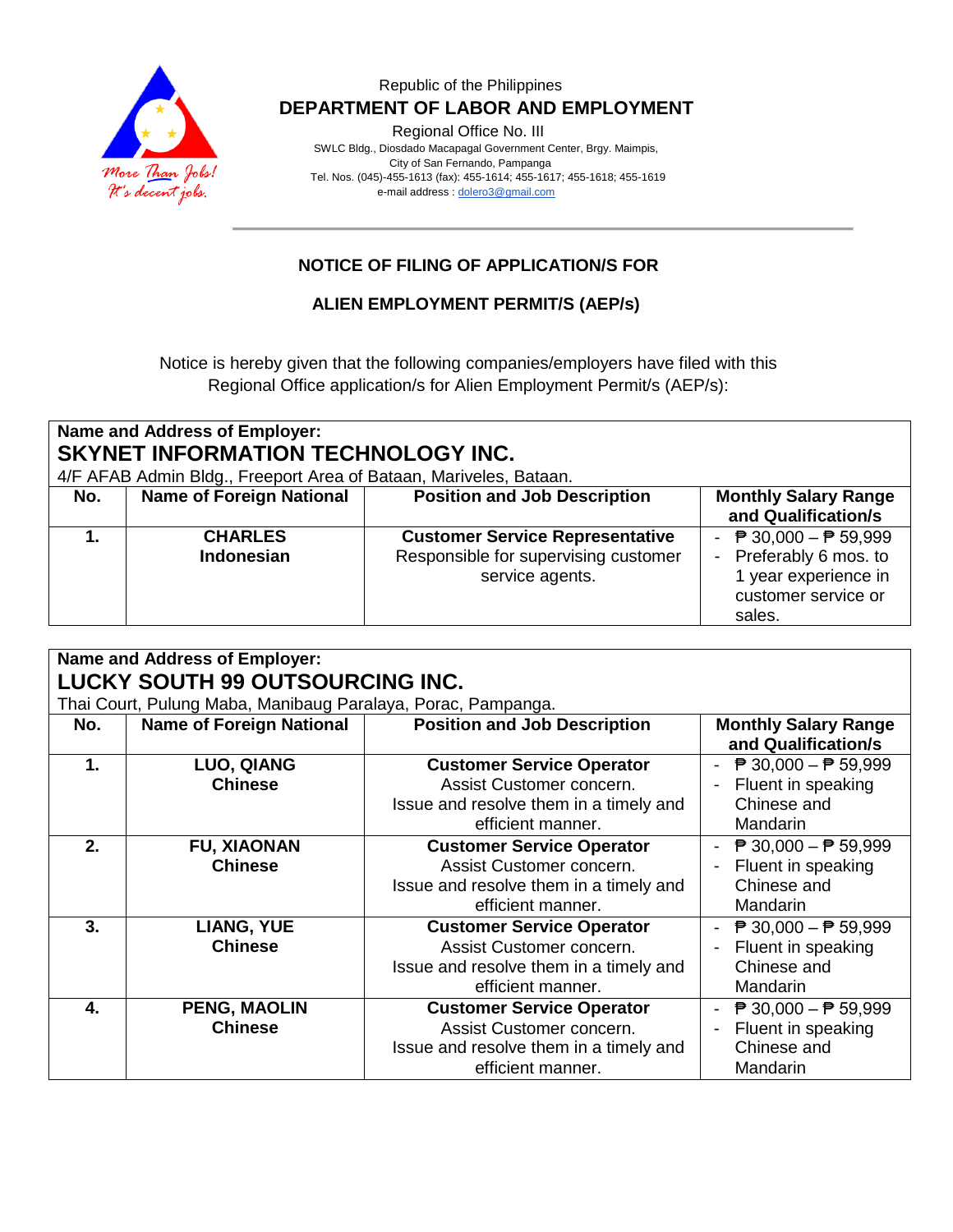Republic of the Philippines

**DEPARTMENT OF LABOR AND EMPLOYMENT**

Regional Office No. III

SWLC Bldg., Diosdado Macapagal Government Center, Brgy. Maimpis,
City of San Fernando, Pampanga
Tel. Nos. (045)-455-1613 (fax): 455-1614; 455-1617; 455-1618; 455-1619
e-mail address : dolero3@gmail.com

## NOTICE OF FILING OF APPLICATION/S FOR

## ALIEN EMPLOYMENT PERMIT/S (AEP/s)

Notice is hereby given that the following companies/employers have filed with this Regional Office application/s for Alien Employment Permit/s (AEP/s):

**Name and Address of Employer:**
**SKYNET INFORMATION TECHNOLOGY INC.**
4/F AFAB Admin Bldg., Freeport Area of Bataan, Mariveles, Bataan.

| No. | Name of Foreign National | Position and Job Description | Monthly Salary Range and Qualification/s |
|---|---|---|---|
| **1.** | **CHARLES**<br>**Indonesian** | **Customer Service Representative**<br>Responsible for supervising customer service agents. | - ₱ 30,000 – ₱ 59,999<br>- Preferably 6 mos. to 1 year experience in customer service or sales. |

**Name and Address of Employer:**
**LUCKY SOUTH 99 OUTSOURCING INC.**
Thai Court, Pulung Maba, Manibaug Paralaya, Porac, Pampanga.

| No. | Name of Foreign National | Position and Job Description | Monthly Salary Range and Qualification/s |
|---|---|---|---|
| **1.** | **LUO, QIANG**<br>**Chinese** | **Customer Service Operator**<br>Assist Customer concern.<br>Issue and resolve them in a timely and efficient manner. | - ₱ 30,000 – ₱ 59,999<br>- Fluent in speaking Chinese and Mandarin |
| **2.** | **FU, XIAONAN**<br>**Chinese** | **Customer Service Operator**<br>Assist Customer concern.<br>Issue and resolve them in a timely and efficient manner. | - ₱ 30,000 – ₱ 59,999<br>- Fluent in speaking Chinese and Mandarin |
| **3.** | **LIANG, YUE**<br>**Chinese** | **Customer Service Operator**<br>Assist Customer concern.<br>Issue and resolve them in a timely and efficient manner. | - ₱ 30,000 – ₱ 59,999<br>- Fluent in speaking Chinese and Mandarin |
| **4.** | **PENG, MAOLIN**<br>**Chinese** | **Customer Service Operator**<br>Assist Customer concern.<br>Issue and resolve them in a timely and efficient manner. | - ₱ 30,000 – ₱ 59,999<br>- Fluent in speaking Chinese and Mandarin |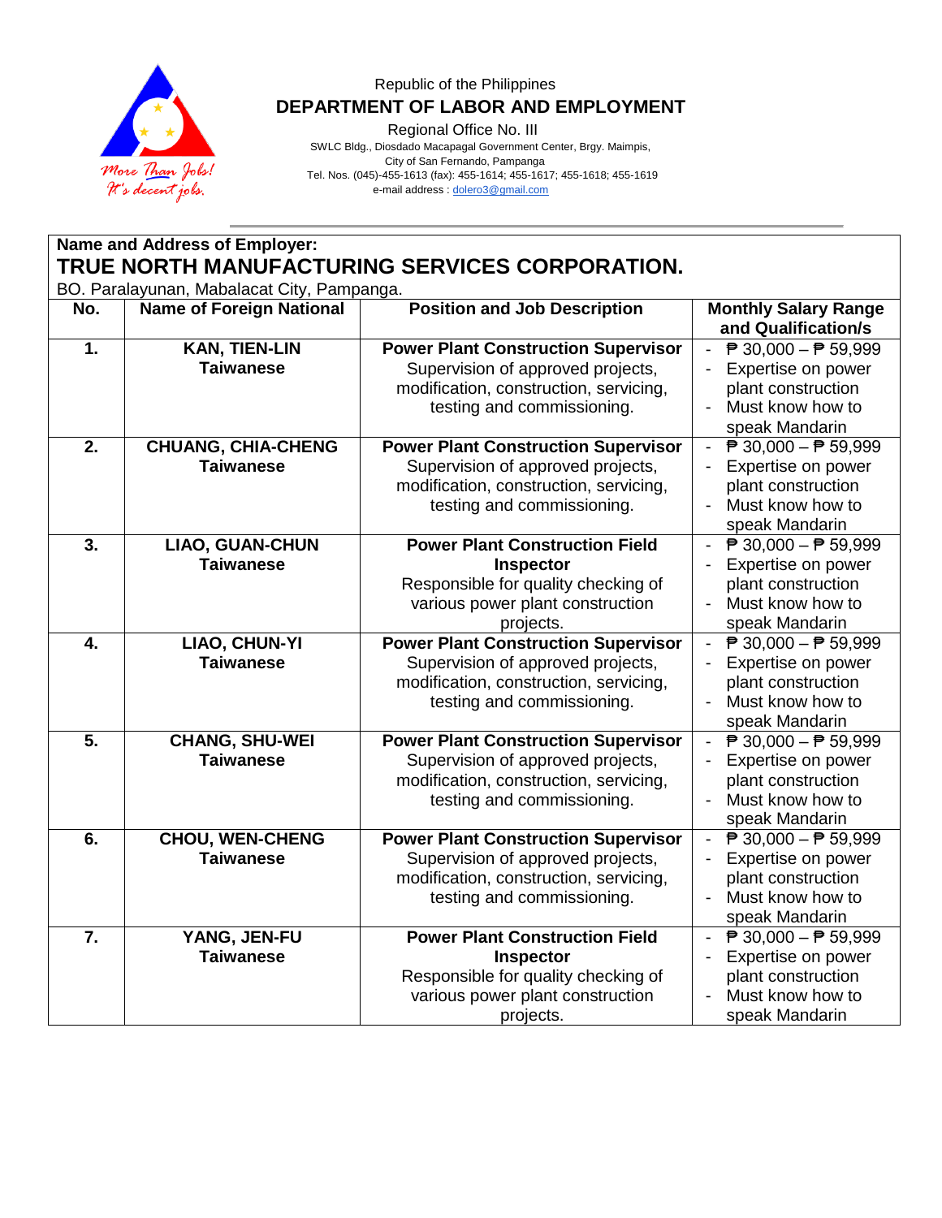Republic of the Philippines
**DEPARTMENT OF LABOR AND EMPLOYMENT**
Regional Office No. III
SWLC Bldg., Diosdado Macapagal Government Center, Brgy. Maimpis,
City of San Fernando, Pampanga
Tel. Nos. (045)-455-1613 (fax): 455-1614; 455-1617; 455-1618; 455-1619
e-mail address : dolero3@gmail.com

**Name and Address of Employer:**

**TRUE NORTH MANUFACTURING SERVICES CORPORATION.**

BO. Paralayunan, Mabalacat City, Pampanga.

| No. | Name of Foreign National | Position and Job Description | Monthly Salary Range and Qualification/s |
|---|---|---|---|
| **1.** | **KAN, TIEN-LIN** **Taiwanese** | **Power Plant Construction Supervisor** Supervision of approved projects, modification, construction, servicing, testing and commissioning. | - ₱ 30,000 – ₱ 59,999 - Expertise on power plant construction - Must know how to speak Mandarin |
| **2.** | **CHUANG, CHIA-CHENG** **Taiwanese** | **Power Plant Construction Supervisor** Supervision of approved projects, modification, construction, servicing, testing and commissioning. | - ₱ 30,000 – ₱ 59,999 - Expertise on power plant construction - Must know how to speak Mandarin |
| **3.** | **LIAO, GUAN-CHUN** **Taiwanese** | **Power Plant Construction Field Inspector** Responsible for quality checking of various power plant construction projects. | - ₱ 30,000 – ₱ 59,999 - Expertise on power plant construction - Must know how to speak Mandarin |
| **4.** | **LIAO, CHUN-YI** **Taiwanese** | **Power Plant Construction Supervisor** Supervision of approved projects, modification, construction, servicing, testing and commissioning. | - ₱ 30,000 – ₱ 59,999 - Expertise on power plant construction - Must know how to speak Mandarin |
| **5.** | **CHANG, SHU-WEI** **Taiwanese** | **Power Plant Construction Supervisor** Supervision of approved projects, modification, construction, servicing, testing and commissioning. | - ₱ 30,000 – ₱ 59,999 - Expertise on power plant construction - Must know how to speak Mandarin |
| **6.** | **CHOU, WEN-CHENG** **Taiwanese** | **Power Plant Construction Supervisor** Supervision of approved projects, modification, construction, servicing, testing and commissioning. | - ₱ 30,000 – ₱ 59,999 - Expertise on power plant construction - Must know how to speak Mandarin |
| **7.** | **YANG, JEN-FU** **Taiwanese** | **Power Plant Construction Field Inspector** Responsible for quality checking of various power plant construction projects. | - ₱ 30,000 – ₱ 59,999 - Expertise on power plant construction - Must know how to speak Mandarin |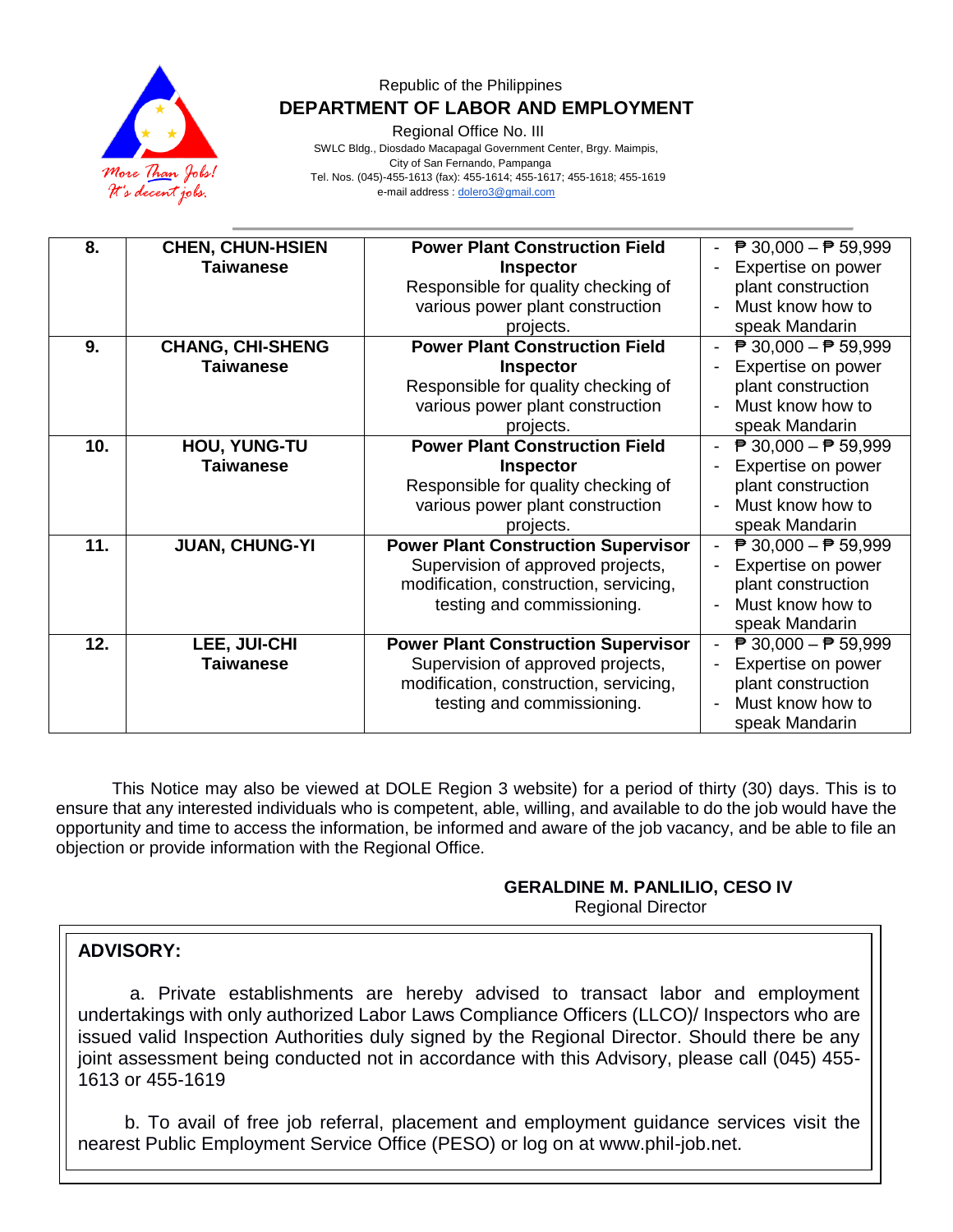Republic of the Philippines
**DEPARTMENT OF LABOR AND EMPLOYMENT**
Regional Office No. III
SWLC Bldg., Diosdado Macapagal Government Center, Brgy. Maimpis,
City of San Fernando, Pampanga
Tel. Nos. (045)-455-1613 (fax): 455-1614; 455-1617; 455-1618; 455-1619
e-mail address : dolero3@gmail.com

| | | | |
|---|---|---|---|
| **8.** | **CHEN, CHUN-HSIEN**<br>**Taiwanese** | **Power Plant Construction Field Inspector**<br>Responsible for quality checking of various power plant construction projects. | - ₱ 30,000 – ₱ 59,999<br>- Expertise on power plant construction<br>- Must know how to speak Mandarin |
| **9.** | **CHANG, CHI-SHENG**<br>**Taiwanese** | **Power Plant Construction Field Inspector**<br>Responsible for quality checking of various power plant construction projects. | - ₱ 30,000 – ₱ 59,999<br>- Expertise on power plant construction<br>- Must know how to speak Mandarin |
| **10.** | **HOU, YUNG-TU**<br>**Taiwanese** | **Power Plant Construction Field Inspector**<br>Responsible for quality checking of various power plant construction projects. | - ₱ 30,000 – ₱ 59,999<br>- Expertise on power plant construction<br>- Must know how to speak Mandarin |
| **11.** | **JUAN, CHUNG-YI** | **Power Plant Construction Supervisor**<br>Supervision of approved projects, modification, construction, servicing, testing and commissioning. | - ₱ 30,000 – ₱ 59,999<br>- Expertise on power plant construction<br>- Must know how to speak Mandarin |
| **12.** | **LEE, JUI-CHI**<br>**Taiwanese** | **Power Plant Construction Supervisor**<br>Supervision of approved projects, modification, construction, servicing, testing and commissioning. | - ₱ 30,000 – ₱ 59,999<br>- Expertise on power plant construction<br>- Must know how to speak Mandarin |

This Notice may also be viewed at DOLE Region 3 website) for a period of thirty (30) days. This is to ensure that any interested individuals who is competent, able, willing, and available to do the job would have the opportunity and time to access the information, be informed and aware of the job vacancy, and be able to file an objection or provide information with the Regional Office.

**GERALDINE M. PANLILIO, CESO IV**
Regional Director

**ADVISORY:**

a. Private establishments are hereby advised to transact labor and employment undertakings with only authorized Labor Laws Compliance Officers (LLCO)/ Inspectors who are issued valid Inspection Authorities duly signed by the Regional Director. Should there be any joint assessment being conducted not in accordance with this Advisory, please call (045) 455-1613 or 455-1619

b. To avail of free job referral, placement and employment guidance services visit the nearest Public Employment Service Office (PESO) or log on at www.phil-job.net.